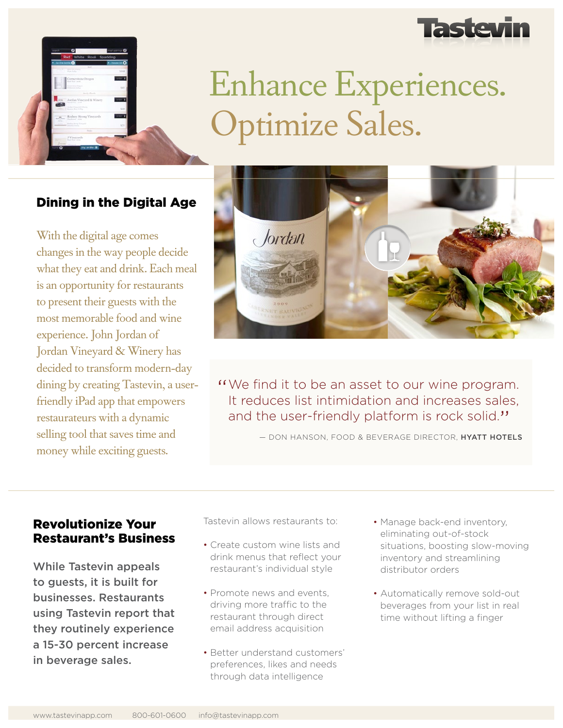# Tastevin

# Enhance Experiences. Optimize Sales.

## Dining in the Digital Age

With the digital age comes changes in the way people decide what they eat and drink. Each meal is an opportunity for restaurants to present their guests with the most memorable food and wine experience. John Jordan of Jordan Vineyard & Winery has decided to transform modern-day dining by creating Tastevin, a user-friendly iPad app that empowers restaurateurs with a dynamic selling tool that saves time and money while exciting guests.

> "We find it to be an asset to our wine program. It reduces list intimidation and increases sales, and the user-friendly platform is rock solid."
>
> — DON HANSON, FOOD & BEVERAGE DIRECTOR, **HYATT HOTELS**

## Revolutionize Your Restaurant's Business

**While Tastevin appeals to guests, it is built for businesses. Restaurants using Tastevin report that they routinely experience a 15-30 percent increase in beverage sales.**

Tastevin allows restaurants to:

- Create custom wine lists and drink menus that reflect your restaurant's individual style
- Promote news and events, driving more traffic to the restaurant through direct email address acquisition
- Better understand customers' preferences, likes and needs through data intelligence
- Manage back-end inventory, eliminating out-of-stock situations, boosting slow-moving inventory and streamlining distributor orders
- Automatically remove sold-out beverages from your list in real time without lifting a finger

www.tastevinapp.com 800-601-0600 info@tastevinapp.com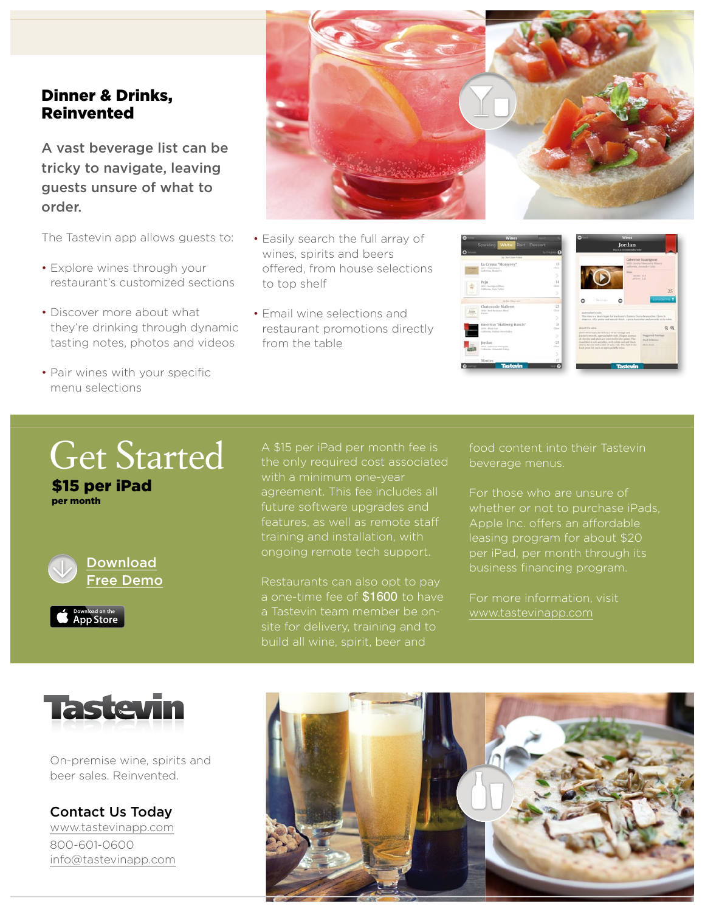## Dinner & Drinks, Reinvented

A vast beverage list can be tricky to navigate, leaving guests unsure of what to order.

The Tastevin app allows guests to:

- Explore wines through your restaurant's customized sections
- Discover more about what they're drinking through dynamic tasting notes, photos and videos
- Pair wines with your specific menu selections
- Easily search the full array of wines, spirits and beers offered, from house selections to top shelf
- Email wine selections and restaurant promotions directly from the table

# Get Started

**$15 per iPad**
**per month**

Download Free Demo

Download on the App Store

A $15 per iPad per month fee is the only required cost associated with a minimum one-year agreement. This fee includes all future software upgrades and features, as well as remote staff training and installation, with ongoing remote tech support.

Restaurants can also opt to pay a one-time fee of $1600 to have a Tastevin team member be on-site for delivery, training and to build all wine, spirit, beer and food content into their Tastevin beverage menus.

For those who are unsure of whether or not to purchase iPads, Apple Inc. offers an affordable leasing program for about $20 per iPad, per month through its business financing program.

For more information, visit www.tastevinapp.com

# Tastevin

On-premise wine, spirits and beer sales. Reinvented.

### Contact Us Today

www.tastevinapp.com
800-601-0600
info@tastevinapp.com